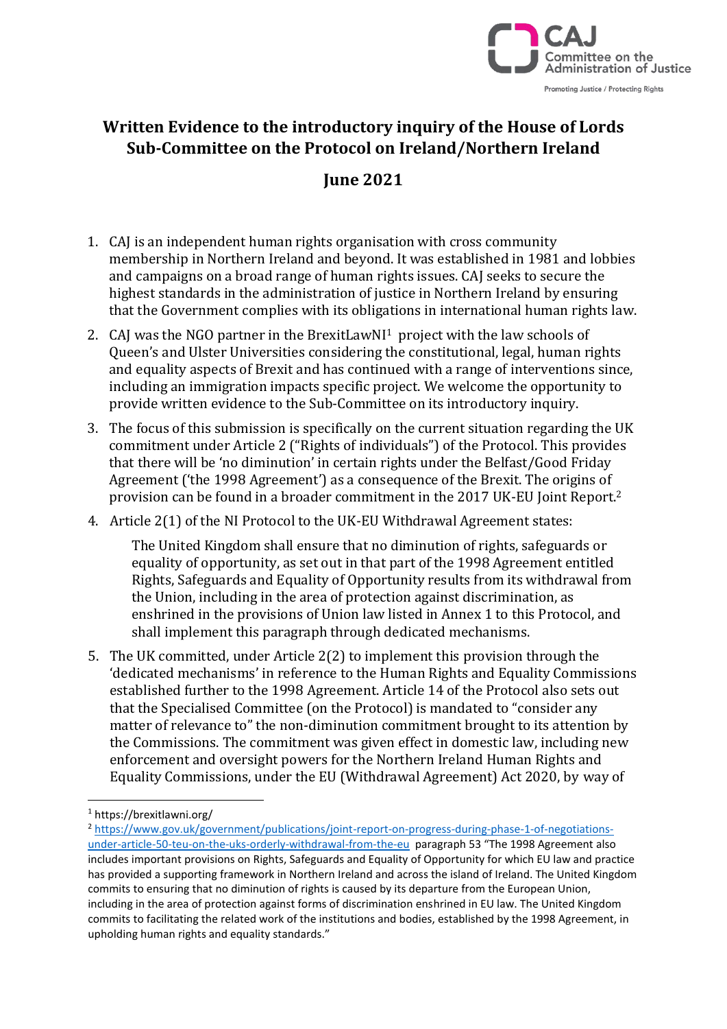CAJ Committee on the Administration of Justice

Promoting Justice / Protecting Rights

# Written Evidence to the introductory inquiry of the House of Lords Sub-Committee on the Protocol on Ireland/Northern Ireland

## June 2021

1. CAJ is an independent human rights organisation with cross community membership in Northern Ireland and beyond. It was established in 1981 and lobbies and campaigns on a broad range of human rights issues. CAJ seeks to secure the highest standards in the administration of justice in Northern Ireland by ensuring that the Government complies with its obligations in international human rights law.

2. CAJ was the NGO partner in the BrexitLawNI[1] project with the law schools of Queen's and Ulster Universities considering the constitutional, legal, human rights and equality aspects of Brexit and has continued with a range of interventions since, including an immigration impacts specific project. We welcome the opportunity to provide written evidence to the Sub-Committee on its introductory inquiry.

3. The focus of this submission is specifically on the current situation regarding the UK commitment under Article 2 ("Rights of individuals") of the Protocol. This provides that there will be 'no diminution' in certain rights under the Belfast/Good Friday Agreement ('the 1998 Agreement') as a consequence of the Brexit. The origins of provision can be found in a broader commitment in the 2017 UK-EU Joint Report.[2]

4. Article 2(1) of the NI Protocol to the UK-EU Withdrawal Agreement states:

   > The United Kingdom shall ensure that no diminution of rights, safeguards or equality of opportunity, as set out in that part of the 1998 Agreement entitled Rights, Safeguards and Equality of Opportunity results from its withdrawal from the Union, including in the area of protection against discrimination, as enshrined in the provisions of Union law listed in Annex 1 to this Protocol, and shall implement this paragraph through dedicated mechanisms.

5. The UK committed, under Article 2(2) to implement this provision through the 'dedicated mechanisms' in reference to the Human Rights and Equality Commissions established further to the 1998 Agreement. Article 14 of the Protocol also sets out that the Specialised Committee (on the Protocol) is mandated to "consider any matter of relevance to" the non-diminution commitment brought to its attention by the Commissions. The commitment was given effect in domestic law, including new enforcement and oversight powers for the Northern Ireland Human Rights and Equality Commissions, under the EU (Withdrawal Agreement) Act 2020, by way of

---

[1] https://brexitlawni.org/

[2] https://www.gov.uk/government/publications/joint-report-on-progress-during-phase-1-of-negotiations-under-article-50-teu-on-the-uks-orderly-withdrawal-from-the-eu paragraph 53 "The 1998 Agreement also includes important provisions on Rights, Safeguards and Equality of Opportunity for which EU law and practice has provided a supporting framework in Northern Ireland and across the island of Ireland. The United Kingdom commits to ensuring that no diminution of rights is caused by its departure from the European Union, including in the area of protection against forms of discrimination enshrined in EU law. The United Kingdom commits to facilitating the related work of the institutions and bodies, established by the 1998 Agreement, in upholding human rights and equality standards."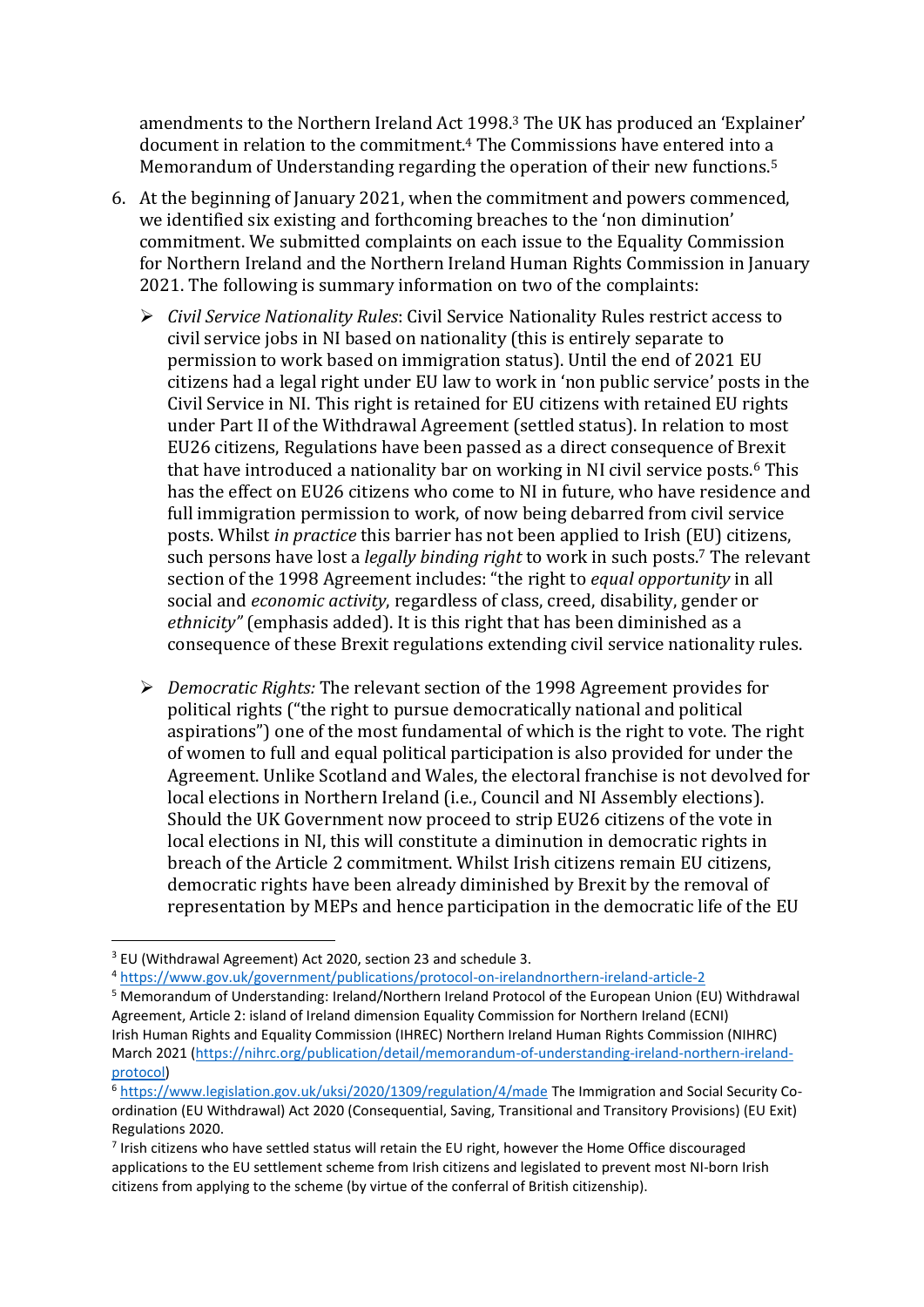amendments to the Northern Ireland Act 1998.[3] The UK has produced an 'Explainer' document in relation to the commitment.[4] The Commissions have entered into a Memorandum of Understanding regarding the operation of their new functions.[5]

6. At the beginning of January 2021, when the commitment and powers commenced, we identified six existing and forthcoming breaches to the 'non diminution' commitment. We submitted complaints on each issue to the Equality Commission for Northern Ireland and the Northern Ireland Human Rights Commission in January 2021. The following is summary information on two of the complaints:

   - *Civil Service Nationality Rules*: Civil Service Nationality Rules restrict access to civil service jobs in NI based on nationality (this is entirely separate to permission to work based on immigration status). Until the end of 2021 EU citizens had a legal right under EU law to work in 'non public service' posts in the Civil Service in NI. This right is retained for EU citizens with retained EU rights under Part II of the Withdrawal Agreement (settled status). In relation to most EU26 citizens, Regulations have been passed as a direct consequence of Brexit that have introduced a nationality bar on working in NI civil service posts.[6] This has the effect on EU26 citizens who come to NI in future, who have residence and full immigration permission to work, of now being debarred from civil service posts. Whilst *in practice* this barrier has not been applied to Irish (EU) citizens, such persons have lost a *legally binding right* to work in such posts.[7] The relevant section of the 1998 Agreement includes: "the right to *equal opportunity* in all social and *economic activity*, regardless of class, creed, disability, gender or *ethnicity*" (emphasis added). It is this right that has been diminished as a consequence of these Brexit regulations extending civil service nationality rules.

   - *Democratic Rights:* The relevant section of the 1998 Agreement provides for political rights ("the right to pursue democratically national and political aspirations") one of the most fundamental of which is the right to vote. The right of women to full and equal political participation is also provided for under the Agreement. Unlike Scotland and Wales, the electoral franchise is not devolved for local elections in Northern Ireland (i.e., Council and NI Assembly elections). Should the UK Government now proceed to strip EU26 citizens of the vote in local elections in NI, this will constitute a diminution in democratic rights in breach of the Article 2 commitment. Whilst Irish citizens remain EU citizens, democratic rights have been already diminished by Brexit by the removal of representation by MEPs and hence participation in the democratic life of the EU

---

[3] EU (Withdrawal Agreement) Act 2020, section 23 and schedule 3.

[4] https://www.gov.uk/government/publications/protocol-on-irelandnorthern-ireland-article-2

[5] Memorandum of Understanding: Ireland/Northern Ireland Protocol of the European Union (EU) Withdrawal Agreement, Article 2: island of Ireland dimension Equality Commission for Northern Ireland (ECNI) Irish Human Rights and Equality Commission (IHREC) Northern Ireland Human Rights Commission (NIHRC) March 2021 (https://nihrc.org/publication/detail/memorandum-of-understanding-ireland-northern-ireland-protocol)

[6] https://www.legislation.gov.uk/uksi/2020/1309/regulation/4/made The Immigration and Social Security Co-ordination (EU Withdrawal) Act 2020 (Consequential, Saving, Transitional and Transitory Provisions) (EU Exit) Regulations 2020.

[7] Irish citizens who have settled status will retain the EU right, however the Home Office discouraged applications to the EU settlement scheme from Irish citizens and legislated to prevent most NI-born Irish citizens from applying to the scheme (by virtue of the conferral of British citizenship).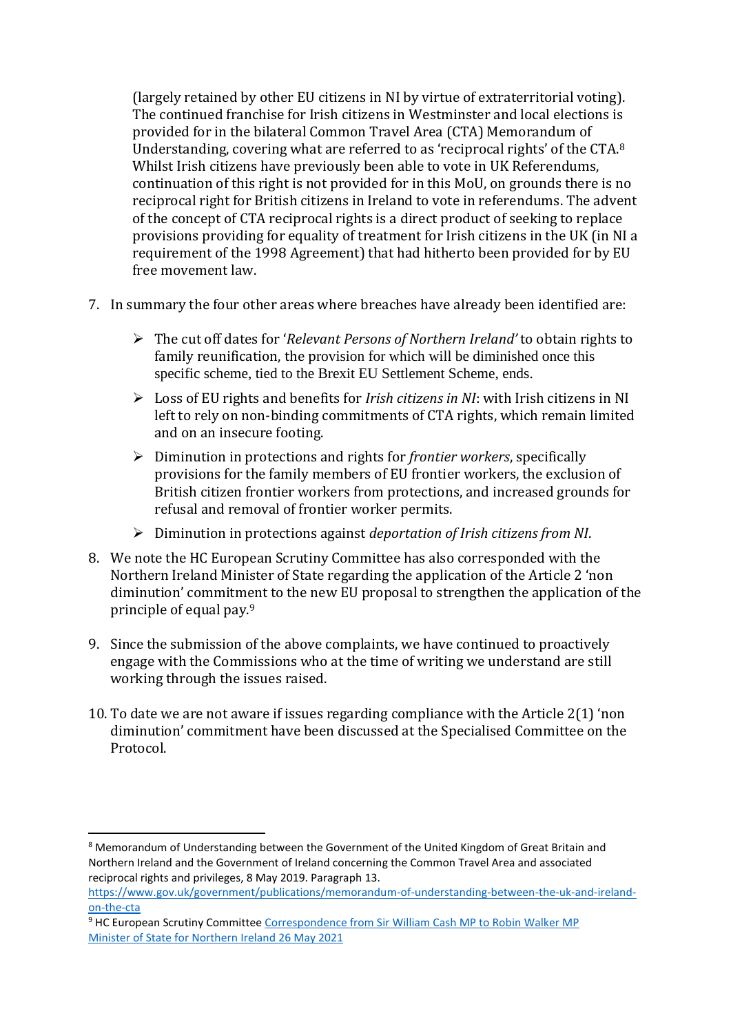(largely retained by other EU citizens in NI by virtue of extraterritorial voting). The continued franchise for Irish citizens in Westminster and local elections is provided for in the bilateral Common Travel Area (CTA) Memorandum of Understanding, covering what are referred to as 'reciprocal rights' of the CTA.[8] Whilst Irish citizens have previously been able to vote in UK Referendums, continuation of this right is not provided for in this MoU, on grounds there is no reciprocal right for British citizens in Ireland to vote in referendums. The advent of the concept of CTA reciprocal rights is a direct product of seeking to replace provisions providing for equality of treatment for Irish citizens in the UK (in NI a requirement of the 1998 Agreement) that had hitherto been provided for by EU free movement law.

7. In summary the four other areas where breaches have already been identified are:

   - The cut off dates for '*Relevant Persons of Northern Ireland'* to obtain rights to family reunification, the provision for which will be diminished once this specific scheme, tied to the Brexit EU Settlement Scheme, ends.
   - Loss of EU rights and benefits for *Irish citizens in NI*: with Irish citizens in NI left to rely on non-binding commitments of CTA rights, which remain limited and on an insecure footing.
   - Diminution in protections and rights for *frontier workers*, specifically provisions for the family members of EU frontier workers, the exclusion of British citizen frontier workers from protections, and increased grounds for refusal and removal of frontier worker permits.
   - Diminution in protections against *deportation of Irish citizens from NI*.

8. We note the HC European Scrutiny Committee has also corresponded with the Northern Ireland Minister of State regarding the application of the Article 2 'non diminution' commitment to the new EU proposal to strengthen the application of the principle of equal pay.[9]

9. Since the submission of the above complaints, we have continued to proactively engage with the Commissions who at the time of writing we understand are still working through the issues raised.

10. To date we are not aware if issues regarding compliance with the Article 2(1) 'non diminution' commitment have been discussed at the Specialised Committee on the Protocol.

---

[8] Memorandum of Understanding between the Government of the United Kingdom of Great Britain and Northern Ireland and the Government of Ireland concerning the Common Travel Area and associated reciprocal rights and privileges, 8 May 2019. Paragraph 13. [https://www.gov.uk/government/publications/memorandum-of-understanding-between-the-uk-and-ireland-on-the-cta](https://www.gov.uk/government/publications/memorandum-of-understanding-between-the-uk-and-ireland-on-the-cta)

[9] HC European Scrutiny Committee Correspondence from Sir William Cash MP to Robin Walker MP Minister of State for Northern Ireland 26 May 2021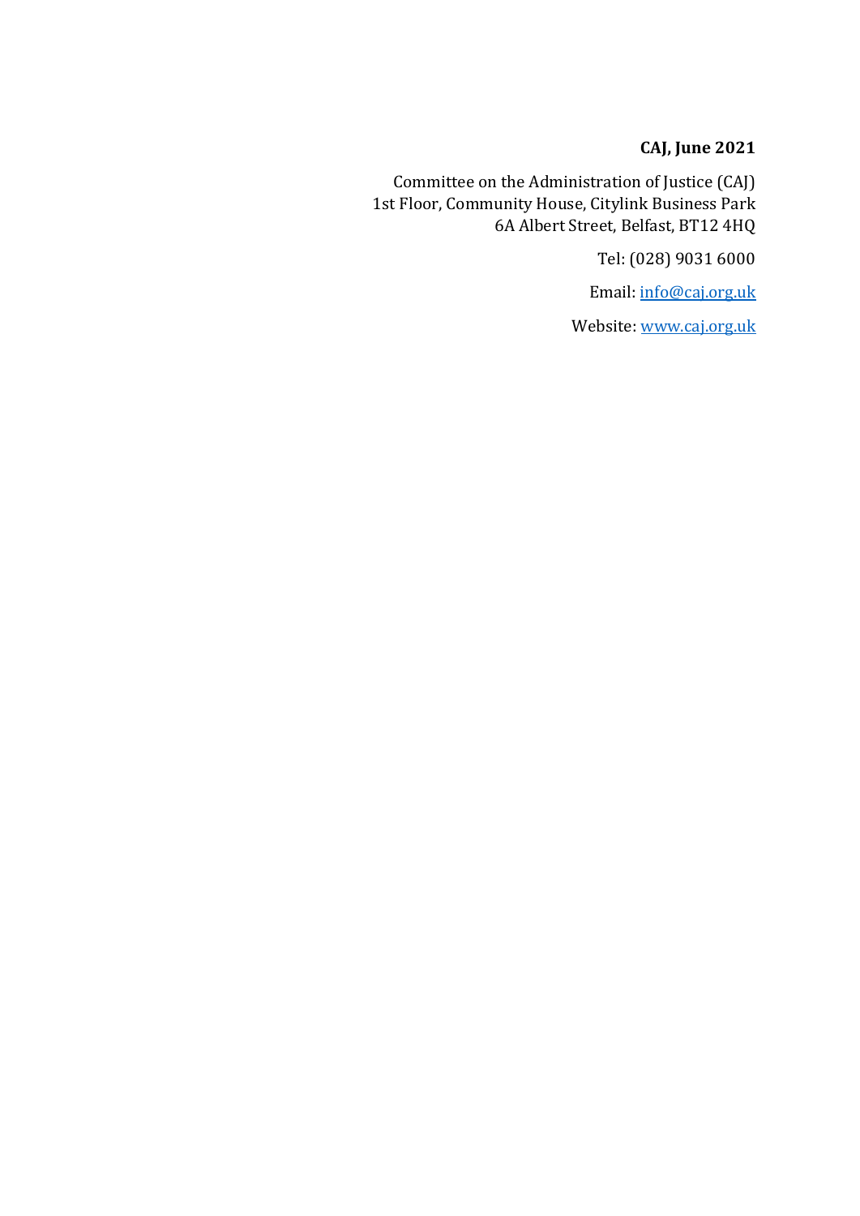**CAJ, June 2021**

Committee on the Administration of Justice (CAJ)
1st Floor, Community House, Citylink Business Park
6A Albert Street, Belfast, BT12 4HQ

Tel: (028) 9031 6000

Email: [info@caj.org.uk](mailto:info@caj.org.uk)

Website: [www.caj.org.uk](http://www.caj.org.uk)